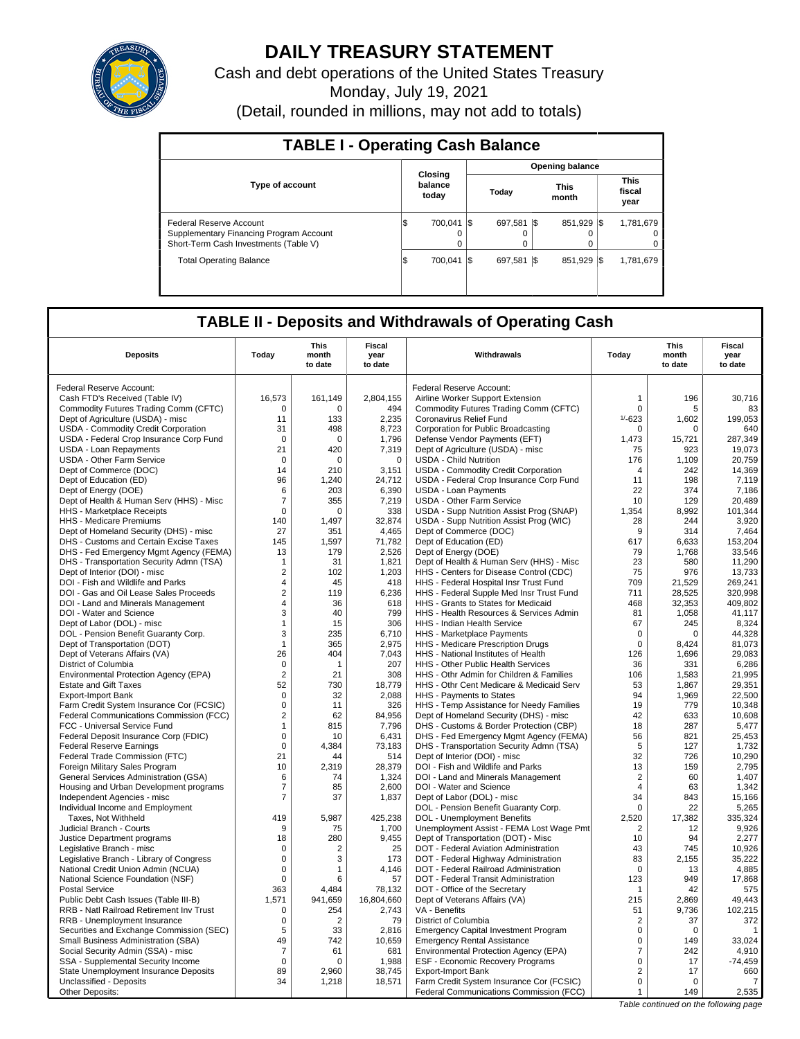# DAILY TREASURY STATEMENT

Cash and debt operations of the United States Treasury

Monday, July 19, 2021

(Detail, rounded in millions, may not add to totals)

## TABLE I - Operating Cash Balance

| Type of account | Closing balance today | Opening balance Today | Opening balance This month | Opening balance This fiscal year |
|---|---|---|---|---|
| Federal Reserve Account | $ 700,041 | $ 697,581 | $ 851,929 | $ 1,781,679 |
| Supplementary Financing Program Account | 0 | 0 | 0 | 0 |
| Short-Term Cash Investments (Table V) | 0 | 0 | 0 | 0 |
| Total Operating Balance | $ 700,041 | $ 697,581 | $ 851,929 | $ 1,781,679 |

## TABLE II - Deposits and Withdrawals of Operating Cash

| Deposits | Today | This month to date | Fiscal year to date | Withdrawals | Today | This month to date | Fiscal year to date |
|---|---|---|---|---|---|---|---|
| Federal Reserve Account: | | | | Federal Reserve Account: | | | |
| Cash FTD's Received (Table IV) | 16,573 | 161,149 | 2,804,155 | Airline Worker Support Extension | 1 | 196 | 30,716 |
| Commodity Futures Trading Comm (CFTC) | 0 | 0 | 494 | Commodity Futures Trading Comm (CFTC) | 0 | 5 | 83 |
| Dept of Agriculture (USDA) - misc | 11 | 133 | 2,235 | Coronavirus Relief Fund | 1/-623 | 1,602 | 199,053 |
| USDA - Commodity Credit Corporation | 31 | 498 | 8,723 | Corporation for Public Broadcasting | 0 | 0 | 640 |
| USDA - Federal Crop Insurance Corp Fund | 0 | 0 | 1,796 | Defense Vendor Payments (EFT) | 1,473 | 15,721 | 287,349 |
| USDA - Loan Repayments | 21 | 420 | 7,319 | Dept of Agriculture (USDA) - misc | 75 | 923 | 19,073 |
| USDA - Other Farm Service | 0 | 0 | 0 | USDA - Child Nutrition | 176 | 1,109 | 20,759 |
| Dept of Commerce (DOC) | 14 | 210 | 3,151 | USDA - Commodity Credit Corporation | 4 | 242 | 14,369 |
| Dept of Education (ED) | 96 | 1,240 | 24,712 | USDA - Federal Crop Insurance Corp Fund | 11 | 198 | 7,119 |
| Dept of Energy (DOE) | 6 | 203 | 6,390 | USDA - Loan Payments | 22 | 374 | 7,186 |
| Dept of Health & Human Serv (HHS) - Misc | 7 | 355 | 7,219 | USDA - Other Farm Service | 10 | 129 | 20,489 |
| HHS - Marketplace Receipts | 0 | 0 | 338 | USDA - Supp Nutrition Assist Prog (SNAP) | 1,354 | 8,992 | 101,344 |
| HHS - Medicare Premiums | 140 | 1,497 | 32,874 | USDA - Supp Nutrition Assist Prog (WIC) | 28 | 244 | 3,920 |
| Dept of Homeland Security (DHS) - misc | 27 | 351 | 4,465 | Dept of Commerce (DOC) | 9 | 314 | 7,464 |
| DHS - Customs and Certain Excise Taxes | 145 | 1,597 | 71,782 | Dept of Education (ED) | 617 | 6,633 | 153,204 |
| DHS - Fed Emergency Mgmt Agency (FEMA) | 13 | 179 | 2,526 | Dept of Energy (DOE) | 79 | 1,768 | 33,546 |
| DHS - Transportation Security Admn (TSA) | 1 | 31 | 1,821 | Dept of Health & Human Serv (HHS) - Misc | 23 | 580 | 11,290 |
| Dept of Interior (DOI) - misc | 2 | 102 | 1,203 | HHS - Centers for Disease Control (CDC) | 75 | 976 | 13,733 |
| DOI - Fish and Wildlife and Parks | 4 | 45 | 418 | HHS - Federal Hospital Insr Trust Fund | 709 | 21,529 | 269,241 |
| DOI - Gas and Oil Lease Sales Proceeds | 2 | 119 | 6,236 | HHS - Federal Supple Med Insr Trust Fund | 711 | 28,525 | 320,998 |
| DOI - Land and Minerals Management | 4 | 36 | 618 | HHS - Grants to States for Medicaid | 468 | 32,353 | 409,802 |
| DOI - Water and Science | 3 | 40 | 799 | HHS - Health Resources & Services Admin | 81 | 1,058 | 41,117 |
| Dept of Labor (DOL) - misc | 1 | 15 | 306 | HHS - Indian Health Service | 67 | 245 | 8,324 |
| DOL - Pension Benefit Guaranty Corp. | 3 | 235 | 6,710 | HHS - Marketplace Payments | 0 | 0 | 44,328 |
| Dept of Transportation (DOT) | 1 | 365 | 2,975 | HHS - Medicare Prescription Drugs | 0 | 8,424 | 81,073 |
| Dept of Veterans Affairs (VA) | 26 | 404 | 7,043 | HHS - National Institutes of Health | 126 | 1,696 | 29,083 |
| District of Columbia | 0 | 1 | 207 | HHS - Other Public Health Services | 36 | 331 | 6,286 |
| Environmental Protection Agency (EPA) | 2 | 21 | 308 | HHS - Othr Admin for Children & Families | 106 | 1,583 | 21,995 |
| Estate and Gift Taxes | 52 | 730 | 18,779 | HHS - Othr Cent Medicare & Medicaid Serv | 53 | 1,867 | 29,351 |
| Export-Import Bank | 0 | 32 | 2,088 | HHS - Payments to States | 94 | 1,969 | 22,500 |
| Farm Credit System Insurance Cor (FCSIC) | 0 | 11 | 326 | HHS - Temp Assistance for Needy Families | 19 | 779 | 10,348 |
| Federal Communications Commission (FCC) | 2 | 62 | 84,956 | Dept of Homeland Security (DHS) - misc | 42 | 633 | 10,608 |
| FCC - Universal Service Fund | 1 | 815 | 7,796 | DHS - Customs & Border Protection (CBP) | 18 | 287 | 5,477 |
| Federal Deposit Insurance Corp (FDIC) | 0 | 10 | 6,431 | DHS - Fed Emergency Mgmt Agency (FEMA) | 56 | 821 | 25,453 |
| Federal Reserve Earnings | 0 | 4,384 | 73,183 | DHS - Transportation Security Admn (TSA) | 5 | 127 | 1,732 |
| Federal Trade Commission (FTC) | 21 | 44 | 514 | Dept of Interior (DOI) - misc | 32 | 726 | 10,290 |
| Foreign Military Sales Program | 10 | 2,319 | 28,379 | DOI - Fish and Wildlife and Parks | 13 | 159 | 2,795 |
| General Services Administration (GSA) | 6 | 74 | 1,324 | DOI - Land and Minerals Management | 2 | 60 | 1,407 |
| Housing and Urban Development programs | 7 | 85 | 2,600 | DOI - Water and Science | 4 | 63 | 1,342 |
| Independent Agencies - misc | 7 | 37 | 1,837 | Dept of Labor (DOL) - misc | 34 | 843 | 15,166 |
| Individual Income and Employment | | | | DOL - Pension Benefit Guaranty Corp. | 0 | 22 | 5,265 |
| Taxes, Not Withheld | 419 | 5,987 | 425,238 | DOL - Unemployment Benefits | 2,520 | 17,382 | 335,324 |
| Judicial Branch - Courts | 9 | 75 | 1,700 | Unemployment Assist - FEMA Lost Wage Pmt | 2 | 12 | 9,926 |
| Justice Department programs | 18 | 280 | 9,455 | Dept of Transportation (DOT) - Misc | 10 | 94 | 2,277 |
| Legislative Branch - misc | 0 | 2 | 25 | DOT - Federal Aviation Administration | 43 | 745 | 10,926 |
| Legislative Branch - Library of Congress | 0 | 3 | 173 | DOT - Federal Highway Administration | 83 | 2,155 | 35,222 |
| National Credit Union Admin (NCUA) | 0 | 1 | 4,146 | DOT - Federal Railroad Administration | 0 | 13 | 4,885 |
| National Science Foundation (NSF) | 0 | 6 | 57 | DOT - Federal Transit Administration | 123 | 949 | 17,868 |
| Postal Service | 363 | 4,484 | 78,132 | DOT - Office of the Secretary | 1 | 42 | 575 |
| Public Debt Cash Issues (Table III-B) | 1,571 | 941,659 | 16,804,660 | Dept of Veterans Affairs (VA) | 215 | 2,869 | 49,443 |
| RRB - Natl Railroad Retirement Inv Trust | 0 | 254 | 2,743 | VA - Benefits | 51 | 9,736 | 102,215 |
| RRB - Unemployment Insurance | 0 | 2 | 79 | District of Columbia | 2 | 37 | 372 |
| Securities and Exchange Commission (SEC) | 5 | 33 | 2,816 | Emergency Capital Investment Program | 0 | 0 | 1 |
| Small Business Administration (SBA) | 49 | 742 | 10,659 | Emergency Rental Assistance | 0 | 149 | 33,024 |
| Social Security Admin (SSA) - misc | 7 | 61 | 681 | Environmental Protection Agency (EPA) | 7 | 242 | 4,910 |
| SSA - Supplemental Security Income | 0 | 0 | 1,988 | ESF - Economic Recovery Programs | 0 | 17 | -74,459 |
| State Unemployment Insurance Deposits | 89 | 2,960 | 38,745 | Export-Import Bank | 2 | 17 | 660 |
| Unclassified - Deposits | 34 | 1,218 | 18,571 | Farm Credit System Insurance Cor (FCSIC) | 0 | 0 | 7 |
| Other Deposits: | | | | Federal Communications Commission (FCC) | 1 | 149 | 2,535 |

*Table continued on the following page*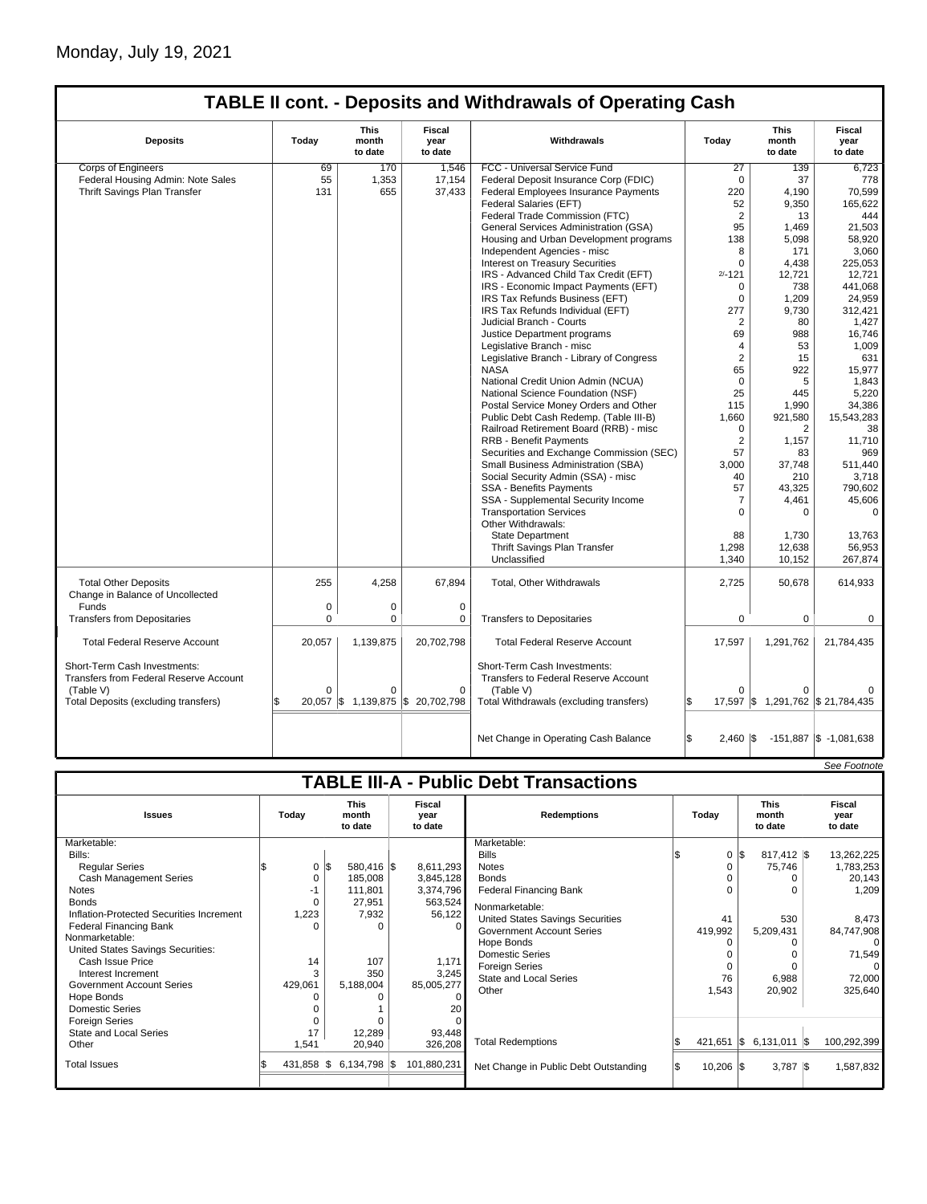Monday, July 19, 2021

## TABLE II cont. - Deposits and Withdrawals of Operating Cash

| Deposits | Today | This month to date | Fiscal year to date | Withdrawals | Today | This month to date | Fiscal year to date |
|---|---|---|---|---|---|---|---|
| Corps of Engineers | 69 | 170 | 1,546 | FCC - Universal Service Fund | 27 | 139 | 6,723 |
| Federal Housing Admin: Note Sales | 55 | 1,353 | 17,154 | Federal Deposit Insurance Corp (FDIC) | 0 | 37 | 778 |
| Thrift Savings Plan Transfer | 131 | 655 | 37,433 | Federal Employees Insurance Payments | 220 | 4,190 | 70,599 |
| | | | | Federal Salaries (EFT) | 52 | 9,350 | 165,622 |
| | | | | Federal Trade Commission (FTC) | 2 | 13 | 444 |
| | | | | General Services Administration (GSA) | 95 | 1,469 | 21,503 |
| | | | | Housing and Urban Development programs | 138 | 5,098 | 58,920 |
| | | | | Independent Agencies - misc | 8 | 171 | 3,060 |
| | | | | Interest on Treasury Securities | 0 | 4,438 | 225,053 |
| | | | | IRS - Advanced Child Tax Credit (EFT) | 2/-121 | 12,721 | 12,721 |
| | | | | IRS - Economic Impact Payments (EFT) | 0 | 738 | 441,068 |
| | | | | IRS Tax Refunds Business (EFT) | 0 | 1,209 | 24,959 |
| | | | | IRS Tax Refunds Individual (EFT) | 277 | 9,730 | 312,421 |
| | | | | Judicial Branch - Courts | 2 | 80 | 1,427 |
| | | | | Justice Department programs | 69 | 988 | 16,746 |
| | | | | Legislative Branch - misc | 4 | 53 | 1,009 |
| | | | | Legislative Branch - Library of Congress | 2 | 15 | 631 |
| | | | | NASA | 65 | 922 | 15,977 |
| | | | | National Credit Union Admin (NCUA) | 0 | 5 | 1,843 |
| | | | | National Science Foundation (NSF) | 25 | 445 | 5,220 |
| | | | | Postal Service Money Orders and Other | 115 | 1,990 | 34,386 |
| | | | | Public Debt Cash Redemp. (Table III-B) | 1,660 | 921,580 | 15,543,283 |
| | | | | Railroad Retirement Board (RRB) - misc | 0 | 2 | 38 |
| | | | | RRB - Benefit Payments | 2 | 1,157 | 11,710 |
| | | | | Securities and Exchange Commission (SEC) | 57 | 83 | 969 |
| | | | | Small Business Administration (SBA) | 3,000 | 37,748 | 511,440 |
| | | | | Social Security Admin (SSA) - misc | 40 | 210 | 3,718 |
| | | | | SSA - Benefits Payments | 57 | 43,325 | 790,602 |
| | | | | SSA - Supplemental Security Income | 7 | 4,461 | 45,606 |
| | | | | Transportation Services | 0 | 0 | 0 |
| | | | | Other Withdrawals: | | | |
| | | | | State Department | 88 | 1,730 | 13,763 |
| | | | | Thrift Savings Plan Transfer | 1,298 | 12,638 | 56,953 |
| | | | | Unclassified | 1,340 | 10,152 | 267,874 |
| Total Other Deposits | 255 | 4,258 | 67,894 | Total, Other Withdrawals | 2,725 | 50,678 | 614,933 |
| Change in Balance of Uncollected Funds | 0 | 0 | 0 | | | | |
| Transfers from Depositaries | 0 | 0 | 0 | Transfers to Depositaries | 0 | 0 | 0 |
| Total Federal Reserve Account | 20,057 | 1,139,875 | 20,702,798 | Total Federal Reserve Account | 17,597 | 1,291,762 | 21,784,435 |
| Short-Term Cash Investments: Transfers from Federal Reserve Account (Table V) | 0 | 0 | 0 | Short-Term Cash Investments: Transfers to Federal Reserve Account (Table V) | 0 | 0 | 0 |
| Total Deposits (excluding transfers) | $ 20,057 | $ 1,139,875 | $ 20,702,798 | Total Withdrawals (excluding transfers) | $ 17,597 | $ 1,291,762 | $ 21,784,435 |
| | | | | Net Change in Operating Cash Balance | $ 2,460 | $ -151,887 | $ -1,081,638 |

*See Footnote*

## TABLE III-A - Public Debt Transactions

| Issues | Today | This month to date | Fiscal year to date | Redemptions | Today | This month to date | Fiscal year to date |
|---|---|---|---|---|---|---|---|
| Marketable: | | | | Marketable: | | | |
| Bills: | | | | Bills | $ 0 | $ 817,412 | $ 13,262,225 |
| Regular Series | $ 0 | $ 580,416 | $ 8,611,293 | Notes | 0 | 75,746 | 1,783,253 |
| Cash Management Series | 0 | 185,008 | 3,845,128 | Bonds | 0 | 0 | 20,143 |
| Notes | -1 | 111,801 | 3,374,796 | Federal Financing Bank | 0 | 0 | 1,209 |
| Bonds | 0 | 27,951 | 563,524 | Nonmarketable: | | | |
| Inflation-Protected Securities Increment | 1,223 | 7,932 | 56,122 | United States Savings Securities | 41 | 530 | 8,473 |
| Federal Financing Bank | 0 | 0 | 0 | Government Account Series | 419,992 | 5,209,431 | 84,747,908 |
| Nonmarketable: | | | | Hope Bonds | 0 | 0 | 0 |
| United States Savings Securities: | | | | Domestic Series | 0 | 0 | 71,549 |
| Cash Issue Price | 14 | 107 | 1,171 | Foreign Series | 0 | 0 | 0 |
| Interest Increment | 3 | 350 | 3,245 | State and Local Series | 76 | 6,988 | 72,000 |
| Government Account Series | 429,061 | 5,188,004 | 85,005,277 | Other | 1,543 | 20,902 | 325,640 |
| Hope Bonds | 0 | 0 | 0 | | | | |
| Domestic Series | 0 | 1 | 20 | | | | |
| Foreign Series | 0 | 0 | 0 | | | | |
| State and Local Series | 17 | 12,289 | 93,448 | | | | |
| Other | 1,541 | 20,940 | 326,208 | Total Redemptions | $ 421,651 | $ 6,131,011 | $ 100,292,399 |
| Total Issues | $ 431,858 | $ 6,134,798 | $ 101,880,231 | Net Change in Public Debt Outstanding | $ 10,206 | $ 3,787 | $ 1,587,832 |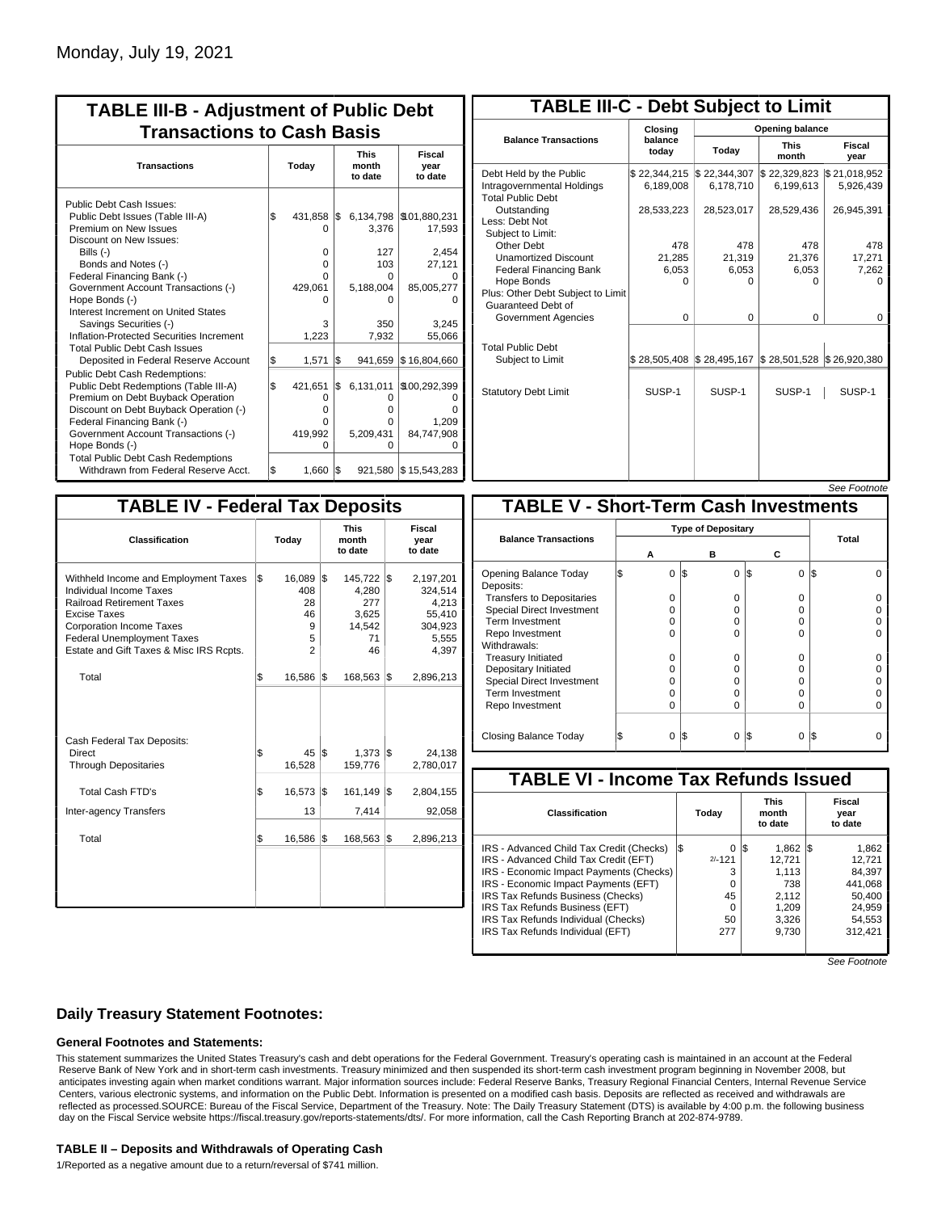Monday, July 19, 2021

## TABLE III-B - Adjustment of Public Debt Transactions to Cash Basis

| Transactions | Today | This month to date | Fiscal year to date |
|---|---|---|---|
| Public Debt Cash Issues: | | | |
| Public Debt Issues (Table III-A) | $ 431,858 | $ 6,134,798 | $101,880,231 |
| Premium on New Issues | 0 | 3,376 | 17,593 |
| Discount on New Issues: | | | |
| Bills (-) | 0 | 127 | 2,454 |
| Bonds and Notes (-) | 0 | 103 | 27,121 |
| Federal Financing Bank (-) | 0 | 0 | 0 |
| Government Account Transactions (-) | 429,061 | 5,188,004 | 85,005,277 |
| Hope Bonds (-) | 0 | 0 | 0 |
| Interest Increment on United States Savings Securities (-) | 3 | 350 | 3,245 |
| Inflation-Protected Securities Increment | 1,223 | 7,932 | 55,066 |
| Total Public Debt Cash Issues Deposited in Federal Reserve Account | $ 1,571 | $ 941,659 | $ 16,804,660 |
| Public Debt Cash Redemptions: | | | |
| Public Debt Redemptions (Table III-A) | $ 421,651 | $ 6,131,011 | $100,292,399 |
| Premium on Debt Buyback Operation | 0 | 0 | 0 |
| Discount on Debt Buyback Operation (-) | 0 | 0 | 0 |
| Federal Financing Bank (-) | 0 | 0 | 1,209 |
| Government Account Transactions (-) | 419,992 | 5,209,431 | 84,747,908 |
| Hope Bonds (-) | 0 | 0 | 0 |
| Total Public Debt Cash Redemptions Withdrawn from Federal Reserve Acct. | $ 1,660 | $ 921,580 | $ 15,543,283 |

## TABLE III-C - Debt Subject to Limit

| Balance Transactions | Closing balance today | Opening balance Today | Opening balance This month | Opening balance Fiscal year |
|---|---|---|---|---|
| Debt Held by the Public | $ 22,344,215 | $ 22,344,307 | $ 22,329,823 | $ 21,018,952 |
| Intragovernmental Holdings | 6,189,008 | 6,178,710 | 6,199,613 | 5,926,439 |
| Total Public Debt Outstanding | 28,533,223 | 28,523,017 | 28,529,436 | 26,945,391 |
| Less: Debt Not Subject to Limit: | | | | |
| Other Debt | 478 | 478 | 478 | 478 |
| Unamortized Discount | 21,285 | 21,319 | 21,376 | 17,271 |
| Federal Financing Bank | 6,053 | 6,053 | 6,053 | 7,262 |
| Hope Bonds | 0 | 0 | 0 | 0 |
| Plus: Other Debt Subject to Limit Guaranteed Debt of Government Agencies | 0 | 0 | 0 | 0 |
| Total Public Debt Subject to Limit | $ 28,505,408 | $ 28,495,167 | $ 28,501,528 | $ 26,920,380 |
| Statutory Debt Limit | SUSP-1 | SUSP-1 | SUSP-1 | SUSP-1 |

*See Footnote*

## TABLE IV - Federal Tax Deposits

| Classification | Today | This month to date | Fiscal year to date |
|---|---|---|---|
| Withheld Income and Employment Taxes | $ 16,089 | $ 145,722 | $ 2,197,201 |
| Individual Income Taxes | 408 | 4,280 | 324,514 |
| Railroad Retirement Taxes | 28 | 277 | 4,213 |
| Excise Taxes | 46 | 3,625 | 55,410 |
| Corporation Income Taxes | 9 | 14,542 | 304,923 |
| Federal Unemployment Taxes | 5 | 71 | 5,555 |
| Estate and Gift Taxes & Misc IRS Rcpts. | 2 | 46 | 4,397 |
| Total | $ 16,586 | $ 168,563 | $ 2,896,213 |
| Cash Federal Tax Deposits: | | | |
| Direct | $ 45 | $ 1,373 | $ 24,138 |
| Through Depositaries | 16,528 | 159,776 | 2,780,017 |
| Total Cash FTD's | $ 16,573 | $ 161,149 | $ 2,804,155 |
| Inter-agency Transfers | 13 | 7,414 | 92,058 |
| Total | $ 16,586 | $ 168,563 | $ 2,896,213 |

## TABLE V - Short-Term Cash Investments

| Balance Transactions | Type of Depositary A | B | C | Total |
|---|---|---|---|---|
| Opening Balance Today | $ 0 | $ 0 | $ 0 | $ 0 |
| Deposits: | | | | |
| Transfers to Depositaries | 0 | 0 | 0 | 0 |
| Special Direct Investment | 0 | 0 | 0 | 0 |
| Term Investment | 0 | 0 | 0 | 0 |
| Repo Investment | 0 | 0 | 0 | 0 |
| Withdrawals: | | | | |
| Treasury Initiated | 0 | 0 | 0 | 0 |
| Depositary Initiated | 0 | 0 | 0 | 0 |
| Special Direct Investment | 0 | 0 | 0 | 0 |
| Term Investment | 0 | 0 | 0 | 0 |
| Repo Investment | 0 | 0 | 0 | 0 |
| Closing Balance Today | $ 0 | $ 0 | $ 0 | $ 0 |

## TABLE VI - Income Tax Refunds Issued

| Classification | Today | This month to date | Fiscal year to date |
|---|---|---|---|
| IRS - Advanced Child Tax Credit (Checks) | $ 0 | $ 1,862 | $ 1,862 |
| IRS - Advanced Child Tax Credit (EFT) | 2/-121 | 12,721 | 12,721 |
| IRS - Economic Impact Payments (Checks) | 3 | 1,113 | 84,397 |
| IRS - Economic Impact Payments (EFT) | 0 | 738 | 441,068 |
| IRS Tax Refunds Business (Checks) | 45 | 2,112 | 50,400 |
| IRS Tax Refunds Business (EFT) | 0 | 1,209 | 24,959 |
| IRS Tax Refunds Individual (Checks) | 50 | 3,326 | 54,553 |
| IRS Tax Refunds Individual (EFT) | 277 | 9,730 | 312,421 |

*See Footnote*

### Daily Treasury Statement Footnotes:

#### General Footnotes and Statements:

This statement summarizes the United States Treasury's cash and debt operations for the Federal Government. Treasury's operating cash is maintained in an account at the Federal Reserve Bank of New York and in short-term cash investments. Treasury minimized and then suspended its short-term cash investment program beginning in November 2008, but anticipates investing again when market conditions warrant. Major information sources include: Federal Reserve Banks, Treasury Regional Financial Centers, Internal Revenue Service Centers, various electronic systems, and information on the Public Debt. Information is presented on a modified cash basis. Deposits are reflected as received and withdrawals are reflected as processed.SOURCE: Bureau of the Fiscal Service, Department of the Treasury. Note: The Daily Treasury Statement (DTS) is available by 4:00 p.m. the following business day on the Fiscal Service website https://fiscal.treasury.gov/reports-statements/dts/. For more information, call the Cash Reporting Branch at 202-874-9789.

#### TABLE II – Deposits and Withdrawals of Operating Cash

1/Reported as a negative amount due to a return/reversal of $741 million.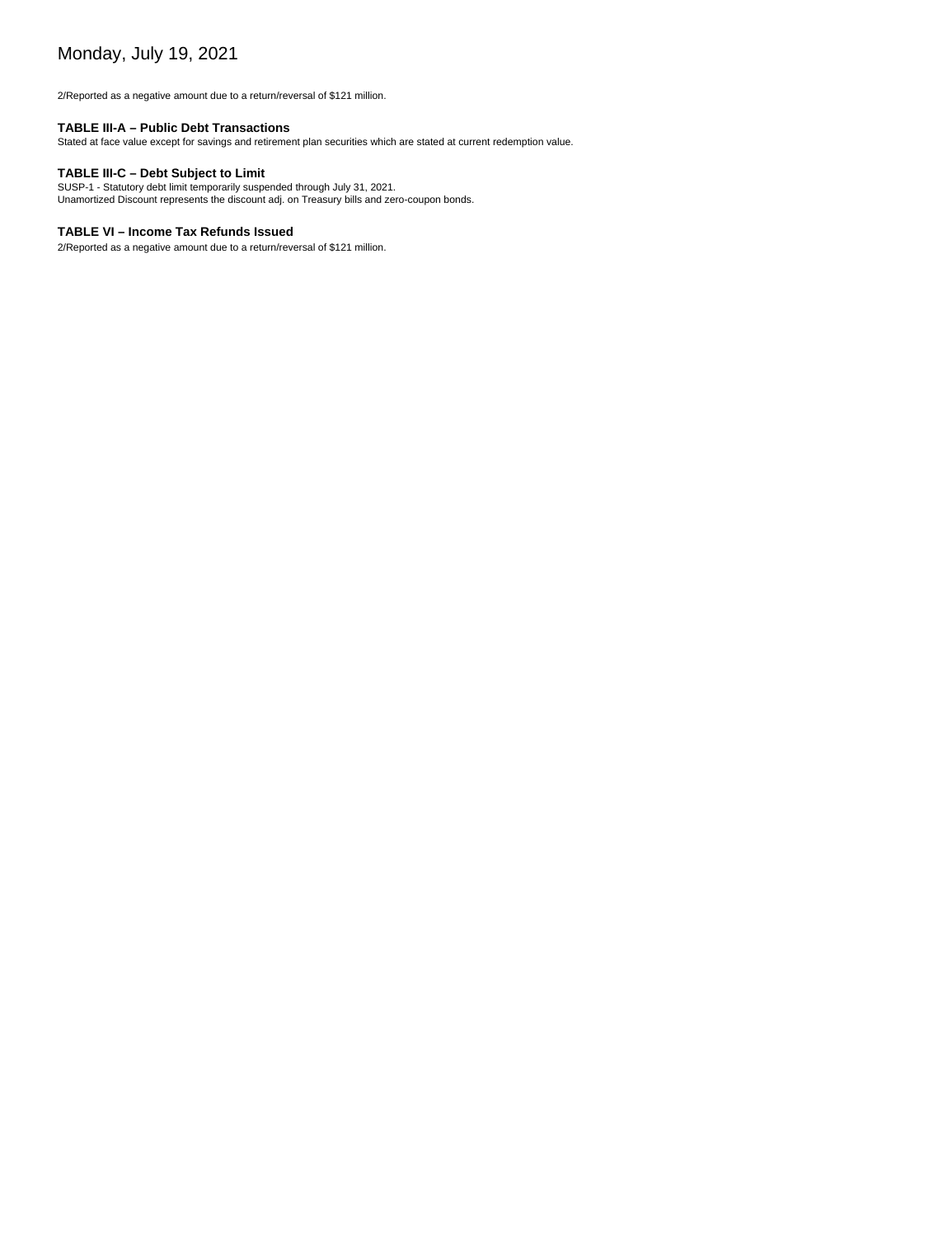# Monday, July 19, 2021

2/Reported as a negative amount due to a return/reversal of $121 million.

### TABLE III-A – Public Debt Transactions

Stated at face value except for savings and retirement plan securities which are stated at current redemption value.

### TABLE III-C – Debt Subject to Limit

SUSP-1 - Statutory debt limit temporarily suspended through July 31, 2021.
Unamortized Discount represents the discount adj. on Treasury bills and zero-coupon bonds.

### TABLE VI – Income Tax Refunds Issued

2/Reported as a negative amount due to a return/reversal of $121 million.